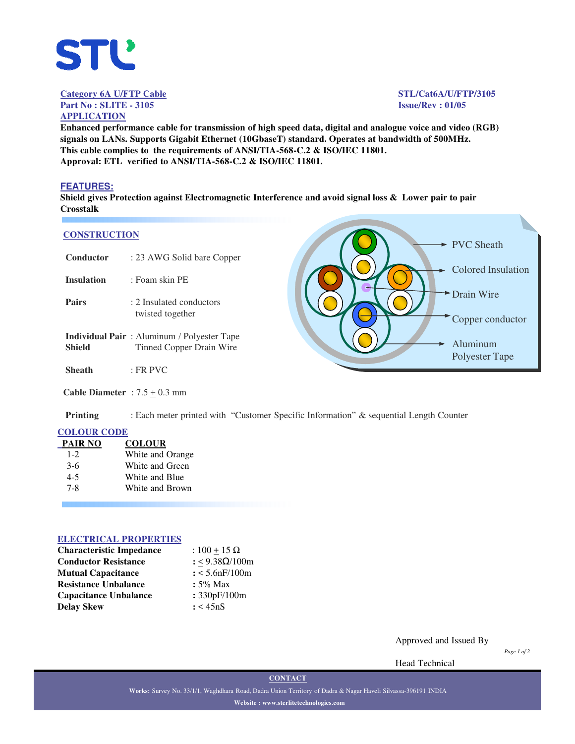**Category 6A U/FTP Cable**
**Part No : SLITE - 3105**

**STL/Cat6A/U/FTP/3105**
**Issue/Rev : 01/05**

## APPLICATION

**Enhanced performance cable for transmission of high speed data, digital and analogue voice and video (RGB) signals on LANs. Supports Gigabit Ethernet (10GbaseT) standard. Operates at bandwidth of 500MHz.**
**This cable complies to the requirements of ANSI/TIA-568-C.2 & ISO/IEC 11801.**
**Approval: ETL verified to ANSI/TIA-568-C.2 & ISO/IEC 11801.**

## FEATURES:

**Shield gives Protection against Electromagnetic Interference and avoid signal loss & Lower pair to pair Crosstalk**

## CONSTRUCTION

| | |
|---|---|
| **Conductor** | : 23 AWG Solid bare Copper |
| **Insulation** | : Foam skin PE |
| **Pairs** | : 2 Insulated conductors twisted together |
| **Individual Pair Shield** | : Aluminum / Polyester Tape Tinned Copper Drain Wire |
| **Sheath** | : FR PVC |
| **Cable Diameter** | : 7.5 ± 0.3 mm |
| **Printing** | : Each meter printed with "Customer Specific Information" & sequential Length Counter |

PVC Sheath
Colored Insulation
Drain Wire
Copper conductor
Aluminum Polyester Tape

## COLOUR CODE

| PAIR NO | COLOUR |
|---|---|
| 1-2 | White and Orange |
| 3-6 | White and Green |
| 4-5 | White and Blue |
| 7-8 | White and Brown |

## ELECTRICAL PROPERTIES

| | |
|---|---|
| **Characteristic Impedance** | : 100 ± 15 Ω |
| **Conductor Resistance** | : ≤ 9.38Ω/100m |
| **Mutual Capacitance** | : < 5.6nF/100m |
| **Resistance Unbalance** | : 5% Max |
| **Capacitance Unbalance** | : 330pF/100m |
| **Delay Skew** | : < 45nS |

Approved and Issued By

Head Technical

**CONTACT**

**Works:** Survey No. 33/1/1, Waghdhara Road, Dadra Union Territory of Dadra & Nagar Haveli Silvassa-396191 INDIA

**Website : www.sterlitetechnologies.com**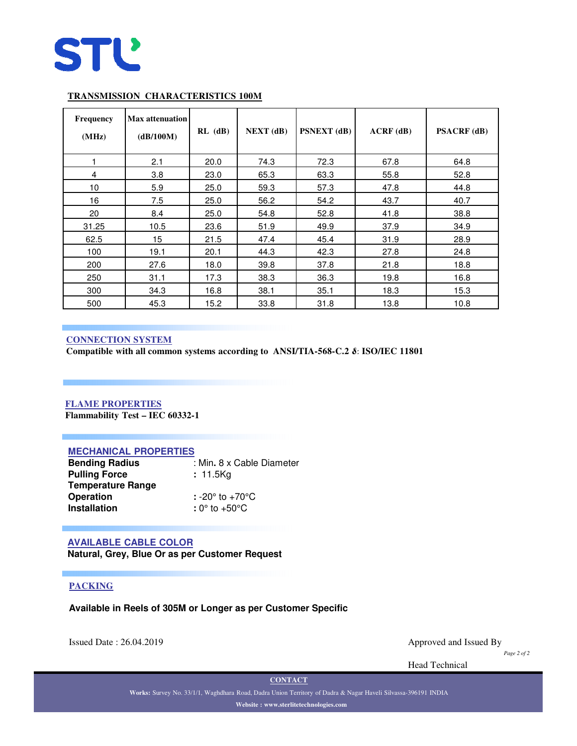STL

## TRANSMISSION CHARACTERISTICS 100M

| Frequency (MHz) | Max attenuation (dB/100M) | RL (dB) | NEXT (dB) | PSNEXT (dB) | ACRF (dB) | PSACRF (dB) |
|---|---|---|---|---|---|---|
| 1 | 2.1 | 20.0 | 74.3 | 72.3 | 67.8 | 64.8 |
| 4 | 3.8 | 23.0 | 65.3 | 63.3 | 55.8 | 52.8 |
| 10 | 5.9 | 25.0 | 59.3 | 57.3 | 47.8 | 44.8 |
| 16 | 7.5 | 25.0 | 56.2 | 54.2 | 43.7 | 40.7 |
| 20 | 8.4 | 25.0 | 54.8 | 52.8 | 41.8 | 38.8 |
| 31.25 | 10.5 | 23.6 | 51.9 | 49.9 | 37.9 | 34.9 |
| 62.5 | 15 | 21.5 | 47.4 | 45.4 | 31.9 | 28.9 |
| 100 | 19.1 | 20.1 | 44.3 | 42.3 | 27.8 | 24.8 |
| 200 | 27.6 | 18.0 | 39.8 | 37.8 | 21.8 | 18.8 |
| 250 | 31.1 | 17.3 | 38.3 | 36.3 | 19.8 | 16.8 |
| 300 | 34.3 | 16.8 | 38.1 | 35.1 | 18.3 | 15.3 |
| 500 | 45.3 | 15.2 | 33.8 | 31.8 | 13.8 | 10.8 |

## CONNECTION SYSTEM

**Compatible with all common systems according to ANSI/TIA-568-C.2 & ISO/IEC 11801**

## FLAME PROPERTIES

**Flammability Test – IEC 60332-1**

## MECHANICAL PROPERTIES

**Bending Radius** : Min. 8 x Cable Diameter
**Pulling Force** : 11.5Kg
**Temperature Range**
**Operation** : -20° to +70°C
**Installation** : 0° to +50°C

## AVAILABLE CABLE COLOR

**Natural, Grey, Blue Or as per Customer Request**

## PACKING

**Available in Reels of 305M or Longer as per Customer Specific**

Issued Date : 26.04.2019

Approved and Issued By

Head Technical

**CONTACT**

**Works:** Survey No. 33/1/1, Waghdhara Road, Dadra Union Territory of Dadra & Nagar Haveli Silvassa-396191 INDIA

**Website : www.sterlitetechnologies.com**